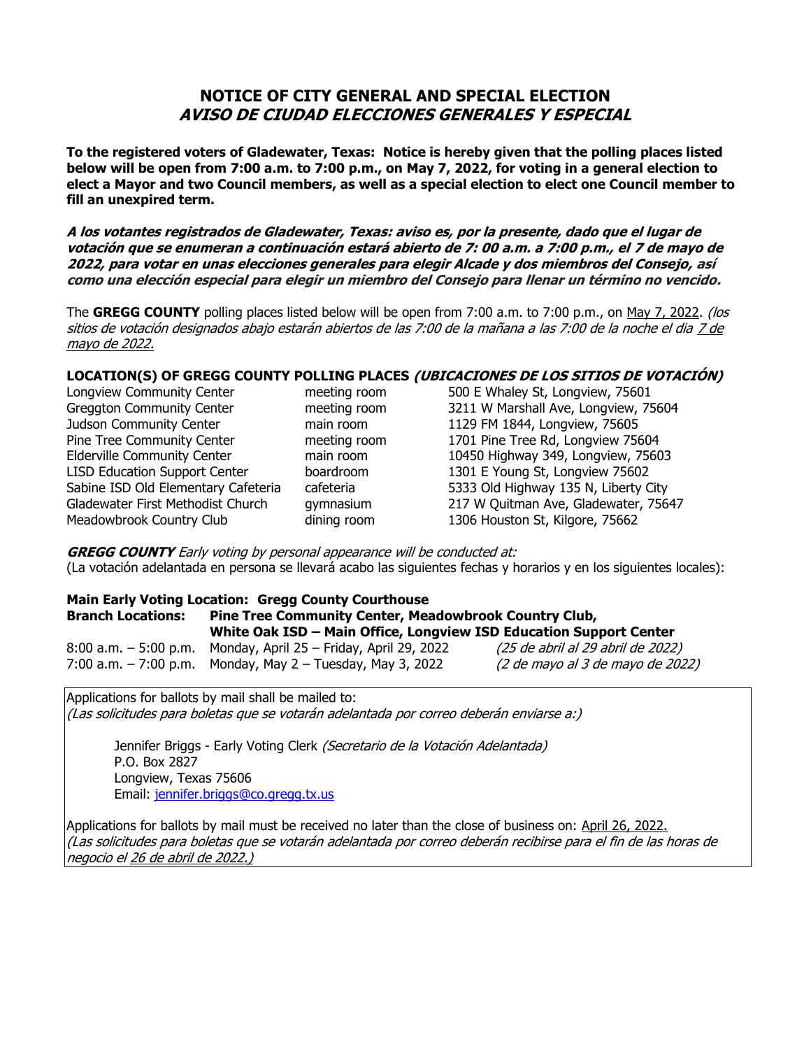# NOTICE OF CITY GENERAL AND SPECIAL ELECTION
## *AVISO DE CIUDAD ELECCIONES GENERALES Y ESPECIAL*

**To the registered voters of Gladewater, Texas: Notice is hereby given that the polling places listed below will be open from 7:00 a.m. to 7:00 p.m., on May 7, 2022, for voting in a general election to elect a Mayor and two Council members, as well as a special election to elect one Council member to fill an unexpired term.**

***A los votantes registrados de Gladewater, Texas: aviso es, por la presente, dado que el lugar de votación que se enumeran a continuación estará abierto de 7: 00 a.m. a 7:00 p.m., el 7 de mayo de 2022, para votar en unas elecciones generales para elegir Alcade y dos miembros del Consejo, así como una elección especial para elegir un miembro del Consejo para llenar un término no vencido.***

The **GREGG COUNTY** polling places listed below will be open from 7:00 a.m. to 7:00 p.m., on May 7, 2022. *(los sitios de votación designados abajo estarán abiertos de las 7:00 de la mañana a las 7:00 de la noche el dia 7 de mayo de 2022.*

**LOCATION(S) OF GREGG COUNTY POLLING PLACES *(UBICACIONES DE LOS SITIOS DE VOTACIÓN)***

| | | |
|---|---|---|
| Longview Community Center | meeting room | 500 E Whaley St, Longview, 75601 |
| Greggton Community Center | meeting room | 3211 W Marshall Ave, Longview, 75604 |
| Judson Community Center | main room | 1129 FM 1844, Longview, 75605 |
| Pine Tree Community Center | meeting room | 1701 Pine Tree Rd, Longview 75604 |
| Elderville Community Center | main room | 10450 Highway 349, Longview, 75603 |
| LISD Education Support Center | boardroom | 1301 E Young St, Longview 75602 |
| Sabine ISD Old Elementary Cafeteria | cafeteria | 5333 Old Highway 135 N, Liberty City |
| Gladewater First Methodist Church | gymnasium | 217 W Quitman Ave, Gladewater, 75647 |
| Meadowbrook Country Club | dining room | 1306 Houston St, Kilgore, 75662 |

***GREGG COUNTY*** *Early voting by personal appearance will be conducted at:*
(La votación adelantada en persona se llevará acabo las siguientes fechas y horarios y en los siguientes locales):

**Main Early Voting Location: Gregg County Courthouse**
**Branch Locations: Pine Tree Community Center, Meadowbrook Country Club, White Oak ISD – Main Office, Longview ISD Education Support Center**

| | | |
|---|---|---|
| 8:00 a.m. – 5:00 p.m. | Monday, April 25 – Friday, April 29, 2022 | *(25 de abril al 29 abril de 2022)* |
| 7:00 a.m. – 7:00 p.m. | Monday, May 2 – Tuesday, May 3, 2022 | *(2 de mayo al 3 de mayo de 2022)* |

Applications for ballots by mail shall be mailed to:
*(Las solicitudes para boletas que se votarán adelantada por correo deberán enviarse a:)*

Jennifer Briggs - Early Voting Clerk *(Secretario de la Votación Adelantada)*
P.O. Box 2827
Longview, Texas 75606
Email: jennifer.briggs@co.gregg.tx.us

Applications for ballots by mail must be received no later than the close of business on: April 26, 2022.
*(Las solicitudes para boletas que se votarán adelantada por correo deberán recibirse para el fin de las horas de negocio el 26 de abril de 2022.)*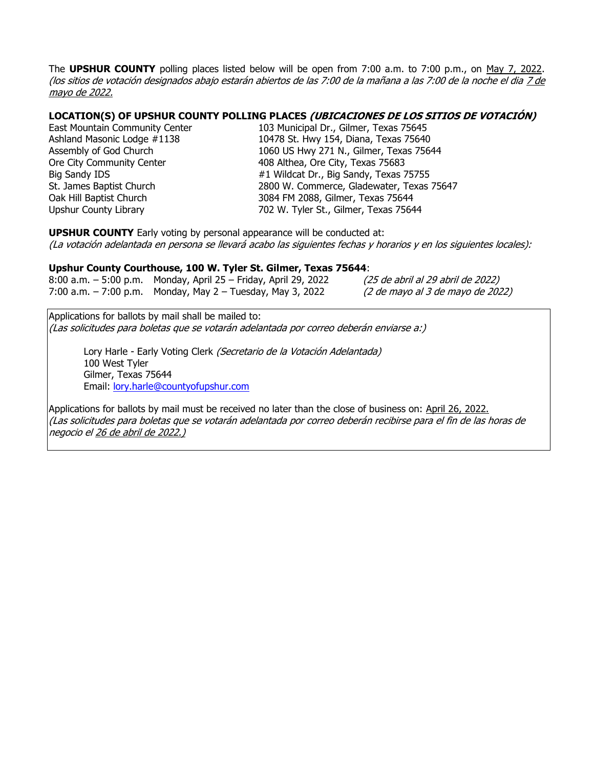The **UPSHUR COUNTY** polling places listed below will be open from 7:00 a.m. to 7:00 p.m., on May 7, 2022. *(los sitios de votación designados abajo estarán abiertos de las 7:00 de la mañana a las 7:00 de la noche el dia 7 de mayo de 2022.*

**LOCATION(S) OF UPSHUR COUNTY POLLING PLACES *(UBICACIONES DE LOS SITIOS DE VOTACIÓN)***

| | |
|---|---|
| East Mountain Community Center | 103 Municipal Dr., Gilmer, Texas 75645 |
| Ashland Masonic Lodge #1138 | 10478 St. Hwy 154, Diana, Texas 75640 |
| Assembly of God Church | 1060 US Hwy 271 N., Gilmer, Texas 75644 |
| Ore City Community Center | 408 Althea, Ore City, Texas 75683 |
| Big Sandy IDS | #1 Wildcat Dr., Big Sandy, Texas 75755 |
| St. James Baptist Church | 2800 W. Commerce, Gladewater, Texas 75647 |
| Oak Hill Baptist Church | 3084 FM 2088, Gilmer, Texas 75644 |
| Upshur County Library | 702 W. Tyler St., Gilmer, Texas 75644 |

**UPSHUR COUNTY** Early voting by personal appearance will be conducted at:
*(La votación adelantada en persona se llevará acabo las siguientes fechas y horarios y en los siguientes locales):*

**Upshur County Courthouse, 100 W. Tyler St. Gilmer, Texas 75644**:

| | | |
|---|---|---|
| 8:00 a.m. – 5:00 p.m. | Monday, April 25 – Friday, April 29, 2022 | *(25 de abril al 29 abril de 2022)* |
| 7:00 a.m. – 7:00 p.m. | Monday, May 2 – Tuesday, May 3, 2022 | *(2 de mayo al 3 de mayo de 2022)* |

Applications for ballots by mail shall be mailed to:
*(Las solicitudes para boletas que se votarán adelantada por correo deberán enviarse a:)*

Lory Harle - Early Voting Clerk *(Secretario de la Votación Adelantada)*
100 West Tyler
Gilmer, Texas 75644
Email: lory.harle@countyofupshur.com

Applications for ballots by mail must be received no later than the close of business on: April 26, 2022.
*(Las solicitudes para boletas que se votarán adelantada por correo deberán recibirse para el fin de las horas de negocio el 26 de abril de 2022.)*